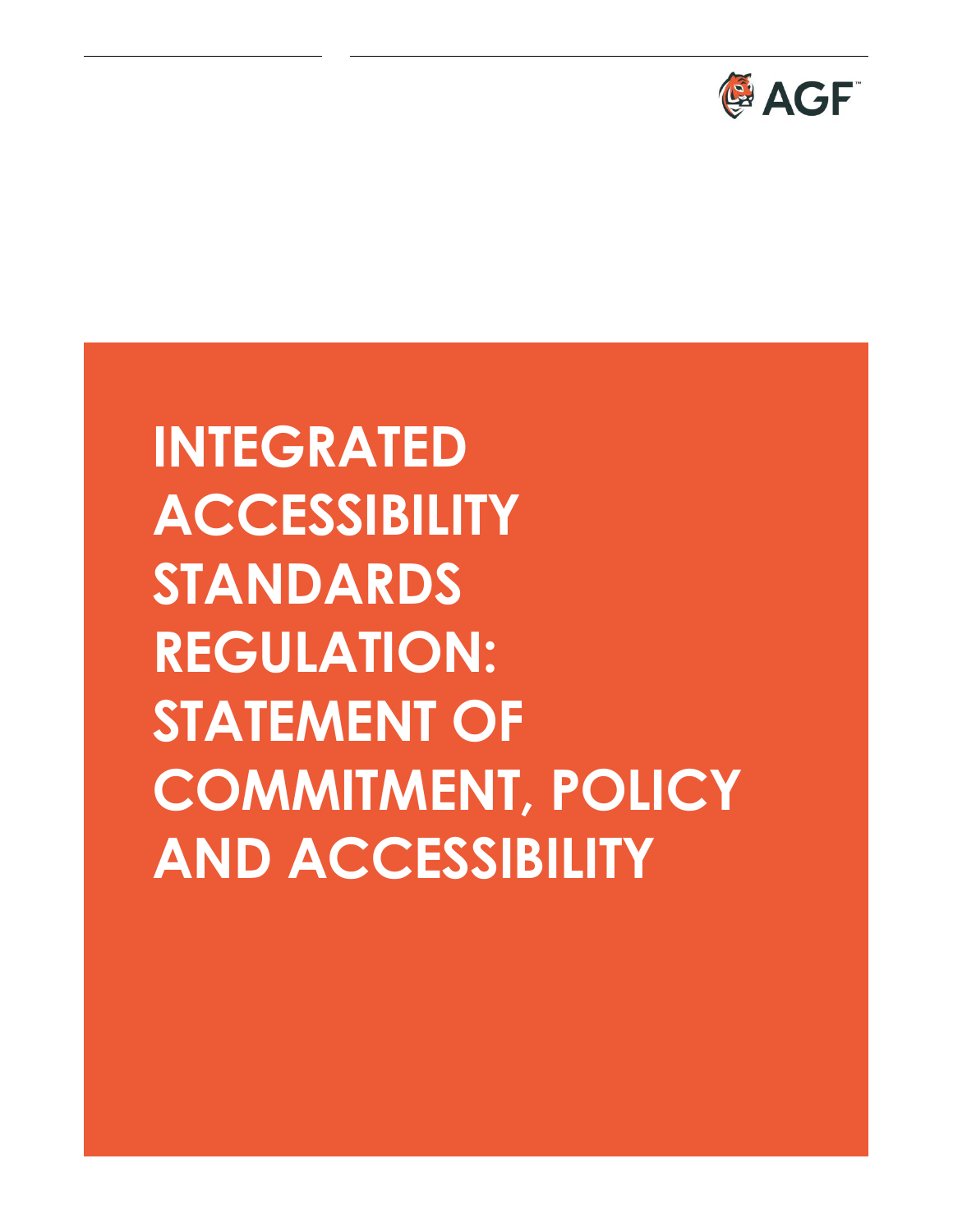AGF

# INTEGRATED ACCESSIBILITY STANDARDS REGULATION: STATEMENT OF COMMITMENT, POLICY AND ACCESSIBILITY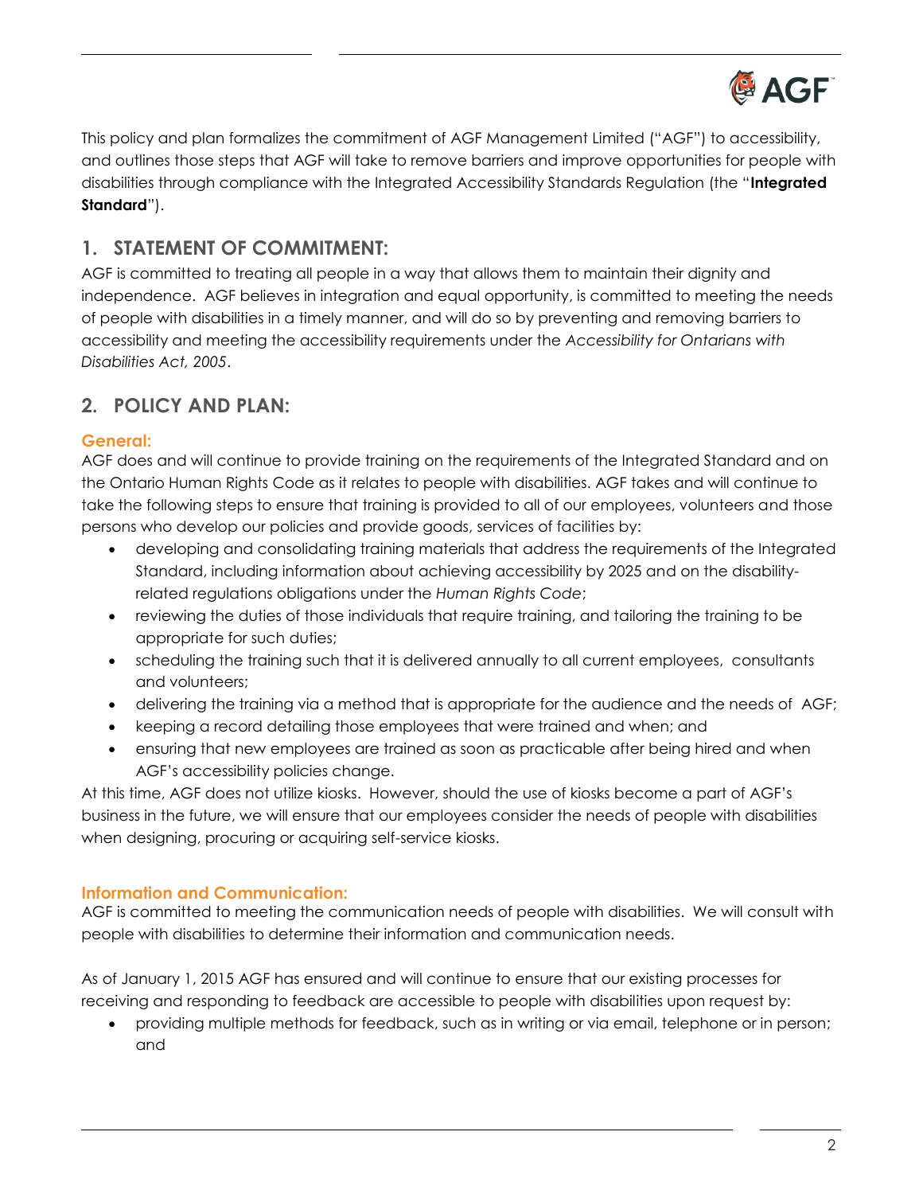This policy and plan formalizes the commitment of AGF Management Limited ("AGF") to accessibility, and outlines those steps that AGF will take to remove barriers and improve opportunities for people with disabilities through compliance with the Integrated Accessibility Standards Regulation (the "**Integrated Standard**").

## 1. STATEMENT OF COMMITMENT:

AGF is committed to treating all people in a way that allows them to maintain their dignity and independence. AGF believes in integration and equal opportunity, is committed to meeting the needs of people with disabilities in a timely manner, and will do so by preventing and removing barriers to accessibility and meeting the accessibility requirements under the *Accessibility for Ontarians with Disabilities Act, 2005*.

## 2. POLICY AND PLAN:

### General:

AGF does and will continue to provide training on the requirements of the Integrated Standard and on the Ontario Human Rights Code as it relates to people with disabilities. AGF takes and will continue to take the following steps to ensure that training is provided to all of our employees, volunteers and those persons who develop our policies and provide goods, services of facilities by:

- developing and consolidating training materials that address the requirements of the Integrated Standard, including information about achieving accessibility by 2025 and on the disability-related regulations obligations under the *Human Rights Code*;
- reviewing the duties of those individuals that require training, and tailoring the training to be appropriate for such duties;
- scheduling the training such that it is delivered annually to all current employees, consultants and volunteers;
- delivering the training via a method that is appropriate for the audience and the needs of AGF;
- keeping a record detailing those employees that were trained and when; and
- ensuring that new employees are trained as soon as practicable after being hired and when AGF's accessibility policies change.

At this time, AGF does not utilize kiosks. However, should the use of kiosks become a part of AGF's business in the future, we will ensure that our employees consider the needs of people with disabilities when designing, procuring or acquiring self-service kiosks.

### Information and Communication:

AGF is committed to meeting the communication needs of people with disabilities. We will consult with people with disabilities to determine their information and communication needs.

As of January 1, 2015 AGF has ensured and will continue to ensure that our existing processes for receiving and responding to feedback are accessible to people with disabilities upon request by:

- providing multiple methods for feedback, such as in writing or via email, telephone or in person; and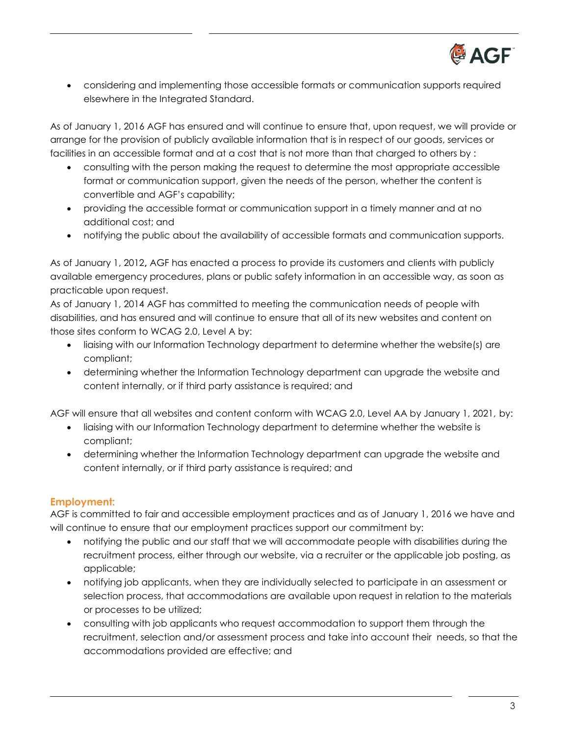- considering and implementing those accessible formats or communication supports required elsewhere in the Integrated Standard.

As of January 1, 2016 AGF has ensured and will continue to ensure that, upon request, we will provide or arrange for the provision of publicly available information that is in respect of our goods, services or facilities in an accessible format and at a cost that is not more than that charged to others by :

- consulting with the person making the request to determine the most appropriate accessible format or communication support, given the needs of the person, whether the content is convertible and AGF's capability;
- providing the accessible format or communication support in a timely manner and at no additional cost; and
- notifying the public about the availability of accessible formats and communication supports.

As of January 1, 2012**,** AGF has enacted a process to provide its customers and clients with publicly available emergency procedures, plans or public safety information in an accessible way, as soon as practicable upon request.

As of January 1, 2014 AGF has committed to meeting the communication needs of people with disabilities, and has ensured and will continue to ensure that all of its new websites and content on those sites conform to WCAG 2.0, Level A by:

- liaising with our Information Technology department to determine whether the website(s) are compliant;
- determining whether the Information Technology department can upgrade the website and content internally, or if third party assistance is required; and

AGF will ensure that all websites and content conform with WCAG 2.0, Level AA by January 1, 2021, by:

- liaising with our Information Technology department to determine whether the website is compliant;
- determining whether the Information Technology department can upgrade the website and content internally, or if third party assistance is required; and

## Employment:

AGF is committed to fair and accessible employment practices and as of January 1, 2016 we have and will continue to ensure that our employment practices support our commitment by:

- notifying the public and our staff that we will accommodate people with disabilities during the recruitment process, either through our website, via a recruiter or the applicable job posting, as applicable;
- notifying job applicants, when they are individually selected to participate in an assessment or selection process, that accommodations are available upon request in relation to the materials or processes to be utilized;
- consulting with job applicants who request accommodation to support them through the recruitment, selection and/or assessment process and take into account their needs, so that the accommodations provided are effective; and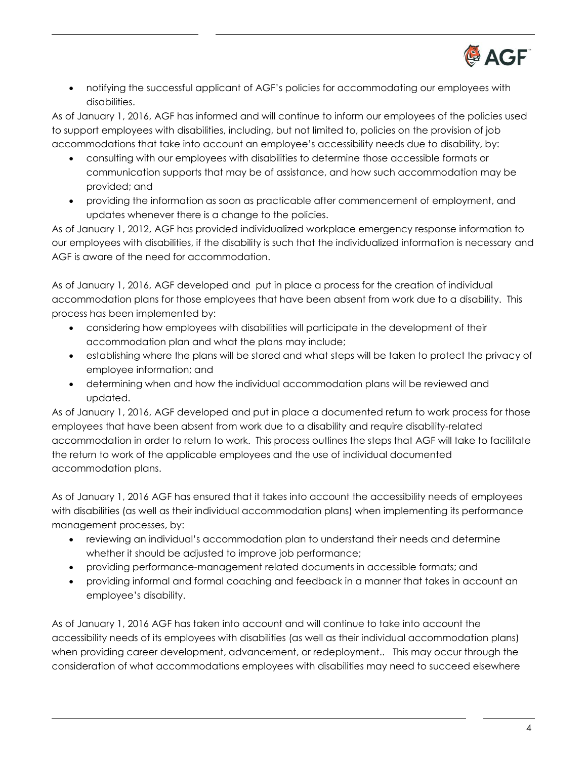- notifying the successful applicant of AGF's policies for accommodating our employees with disabilities.

As of January 1, 2016, AGF has informed and will continue to inform our employees of the policies used to support employees with disabilities, including, but not limited to, policies on the provision of job accommodations that take into account an employee's accessibility needs due to disability, by:

- consulting with our employees with disabilities to determine those accessible formats or communication supports that may be of assistance, and how such accommodation may be provided; and
- providing the information as soon as practicable after commencement of employment, and updates whenever there is a change to the policies.

As of January 1, 2012, AGF has provided individualized workplace emergency response information to our employees with disabilities, if the disability is such that the individualized information is necessary and AGF is aware of the need for accommodation.

As of January 1, 2016, AGF developed and put in place a process for the creation of individual accommodation plans for those employees that have been absent from work due to a disability. This process has been implemented by:

- considering how employees with disabilities will participate in the development of their accommodation plan and what the plans may include;
- establishing where the plans will be stored and what steps will be taken to protect the privacy of employee information; and
- determining when and how the individual accommodation plans will be reviewed and updated.

As of January 1, 2016, AGF developed and put in place a documented return to work process for those employees that have been absent from work due to a disability and require disability-related accommodation in order to return to work. This process outlines the steps that AGF will take to facilitate the return to work of the applicable employees and the use of individual documented accommodation plans.

As of January 1, 2016 AGF has ensured that it takes into account the accessibility needs of employees with disabilities (as well as their individual accommodation plans) when implementing its performance management processes, by:

- reviewing an individual's accommodation plan to understand their needs and determine whether it should be adjusted to improve job performance;
- providing performance-management related documents in accessible formats; and
- providing informal and formal coaching and feedback in a manner that takes in account an employee's disability.

As of January 1, 2016 AGF has taken into account and will continue to take into account the accessibility needs of its employees with disabilities (as well as their individual accommodation plans) when providing career development, advancement, or redeployment.. This may occur through the consideration of what accommodations employees with disabilities may need to succeed elsewhere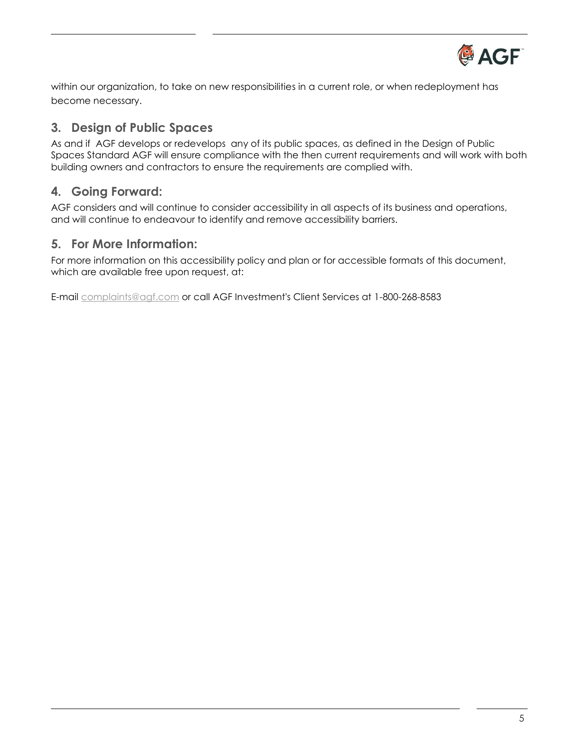within our organization, to take on new responsibilities in a current role, or when redeployment has become necessary.

## 3. Design of Public Spaces

As and if AGF develops or redevelops any of its public spaces, as defined in the Design of Public Spaces Standard AGF will ensure compliance with the then current requirements and will work with both building owners and contractors to ensure the requirements are complied with.

## 4. Going Forward:

AGF considers and will continue to consider accessibility in all aspects of its business and operations, and will continue to endeavour to identify and remove accessibility barriers.

## 5. For More Information:

For more information on this accessibility policy and plan or for accessible formats of this document, which are available free upon request, at:

E-mail complaints@agf.com or call AGF Investment's Client Services at 1-800-268-8583